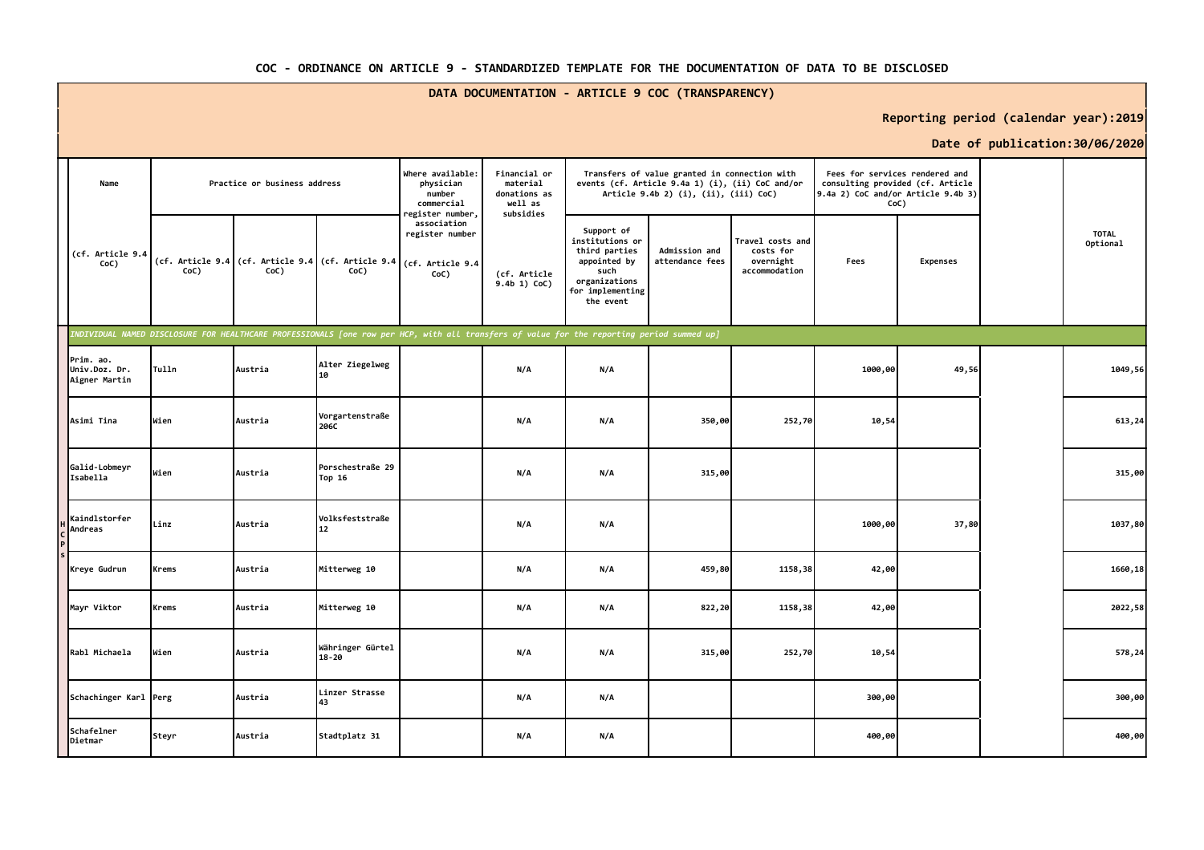# COC - ORDINANCE ON ARTICLE 9 - STANDARDIZED TEMPLATE FOR THE DOCUMENTATION OF DATA TO BE DISCLOSED

## DATA DOCUMENTATION - ARTICLE 9 COC (TRANSPARENCY)

**Reporting period (calendar year):2019**

**Date of publication:30/06/2020**

| | Name | Practice or business address | | | Where available: physician number commercial register number, association register number | Financial or material donations as well as subsidies | Transfers of value granted in connection with events (cf. Article 9.4a 1) (i), (ii) CoC and/or Article 9.4b 2) (i), (ii), (iii) CoC) | | | Fees for services rendered and consulting provided (cf. Article 9.4a 2) CoC and/or Article 9.4b 3) CoC) | | | TOTAL Optional |
|---|---|---|---|---|---|---|---|---|---|---|---|---|---|
| | (cf. Article 9.4 CoC) | (cf. Article 9.4 CoC) | (cf. Article 9.4 CoC) | (cf. Article 9.4 CoC) | (cf. Article 9.4 CoC) | (cf. Article 9.4b 1) CoC) | Support of institutions or third parties appointed by such organizations for implementing the event | Admission and attendance fees | Travel costs and costs for overnight accommodation | Fees | Expenses | | |
| *INDIVIDUAL NAMED DISCLOSURE FOR HEALTHCARE PROFESSIONALS [one row per HCP, with all transfers of value for the reporting period summed up]* | | | | | | | | | | | | | |
| HCPs | Prim. ao. Univ.Doz. Dr. Aigner Martin | Tulln | Austria | Alter Ziegelweg 10 | | N/A | N/A | | | 1000,00 | 49,56 | | 1049,56 |
| | Asimi Tina | Wien | Austria | Vorgartenstraße 206C | | N/A | N/A | 350,00 | 252,70 | 10,54 | | | 613,24 |
| | Galid-Lobmeyr Isabella | Wien | Austria | Porschestraße 29 Top 16 | | N/A | N/A | 315,00 | | | | | 315,00 |
| | Kaindlstorfer Andreas | Linz | Austria | Volksfeststraße 12 | | N/A | N/A | | | 1000,00 | 37,80 | | 1037,80 |
| | Kreye Gudrun | Krems | Austria | Mitterweg 10 | | N/A | N/A | 459,80 | 1158,38 | 42,00 | | | 1660,18 |
| | Mayr Viktor | Krems | Austria | Mitterweg 10 | | N/A | N/A | 822,20 | 1158,38 | 42,00 | | | 2022,58 |
| | Rabl Michaela | Wien | Austria | Währinger Gürtel 18-20 | | N/A | N/A | 315,00 | 252,70 | 10,54 | | | 578,24 |
| | Schachinger Karl | Perg | Austria | Linzer Strasse 43 | | N/A | N/A | | | 300,00 | | | 300,00 |
| | Schafelner Dietmar | Steyr | Austria | Stadtplatz 31 | | N/A | N/A | | | 400,00 | | | 400,00 |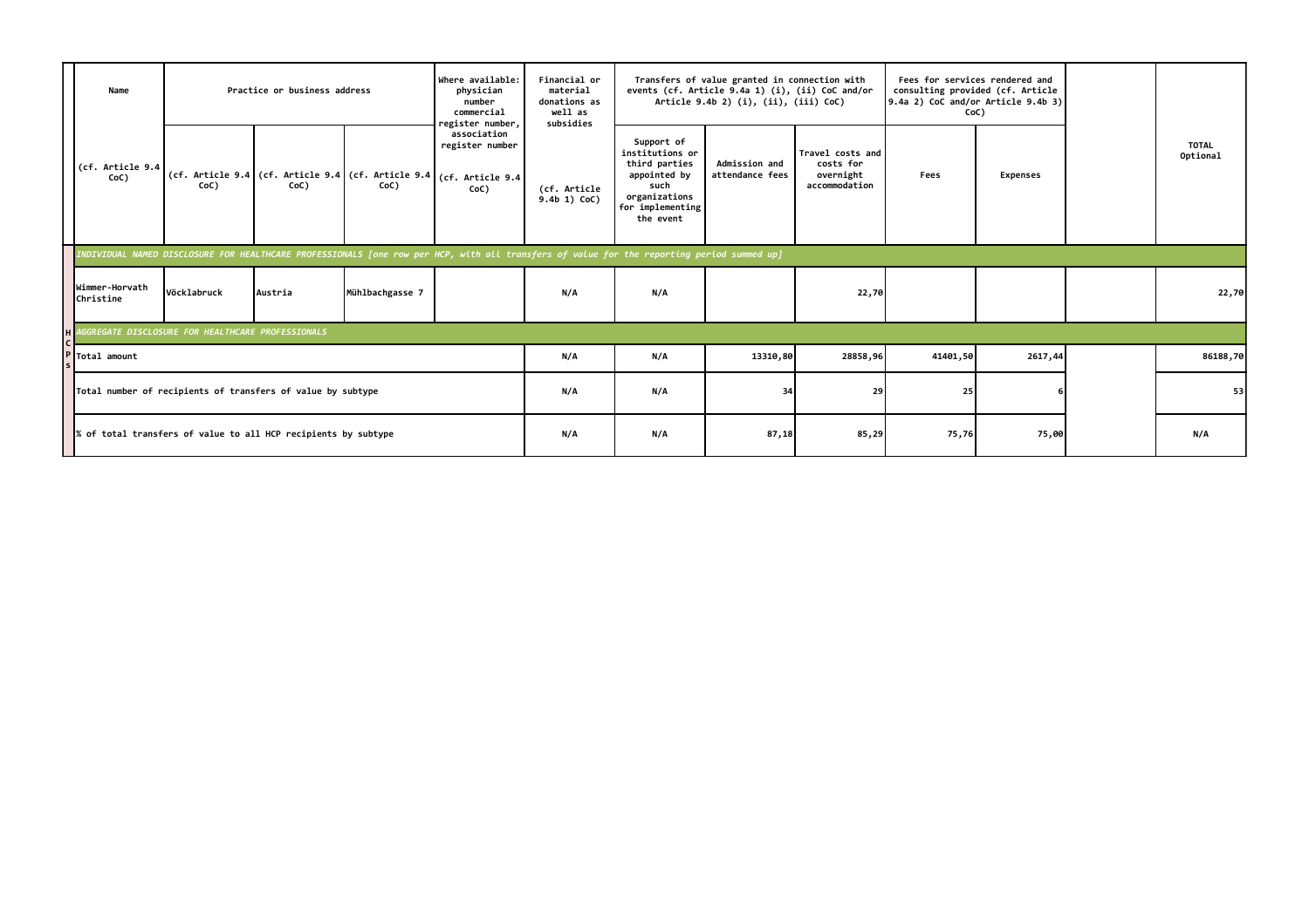| | Name | Practice or business address | | | Where available: physician number commercial register number, association register number | Financial or material donations as well as subsidies | Transfers of value granted in connection with events (cf. Article 9.4a 1) (i), (ii) CoC and/or Article 9.4b 2) (i), (ii), (iii) CoC) | | | Fees for services rendered and consulting provided (cf. Article 9.4a 2) CoC and/or Article 9.4b 3) CoC) | | | TOTAL Optional |
|---|---|---|---|---|---|---|---|---|---|---|---|---|---|
| | (cf. Article 9.4 CoC) | (cf. Article 9.4 CoC) | (cf. Article 9.4 CoC) | (cf. Article 9.4 CoC) | (cf. Article 9.4 CoC) | (cf. Article 9.4b 1) CoC) | Support of institutions or third parties appointed by such organizations for implementing the event | Admission and attendance fees | Travel costs and costs for overnight accommodation | Fees | Expenses | | |
| HCPs | *INDIVIDUAL NAMED DISCLOSURE FOR HEALTHCARE PROFESSIONALS [one row per HCP, with all transfers of value for the reporting period summed up]* | | | | | | | | | | | | |
| | Wimmer-Horvath Christine | Vöcklabruck | Austria | Mühlbachgasse 7 | | N/A | N/A | | 22,70 | | | | 22,70 |
| | *AGGREGATE DISCLOSURE FOR HEALTHCARE PROFESSIONALS* | | | | | | | | | | | | |
| | Total amount | | | | | N/A | N/A | 13310,80 | 28858,96 | 41401,50 | 2617,44 | | 86188,70 |
| | Total number of recipients of transfers of value by subtype | | | | | N/A | N/A | 34 | 29 | 25 | 6 | | 53 |
| | % of total transfers of value to all HCP recipients by subtype | | | | | N/A | N/A | 87,18 | 85,29 | 75,76 | 75,00 | | N/A |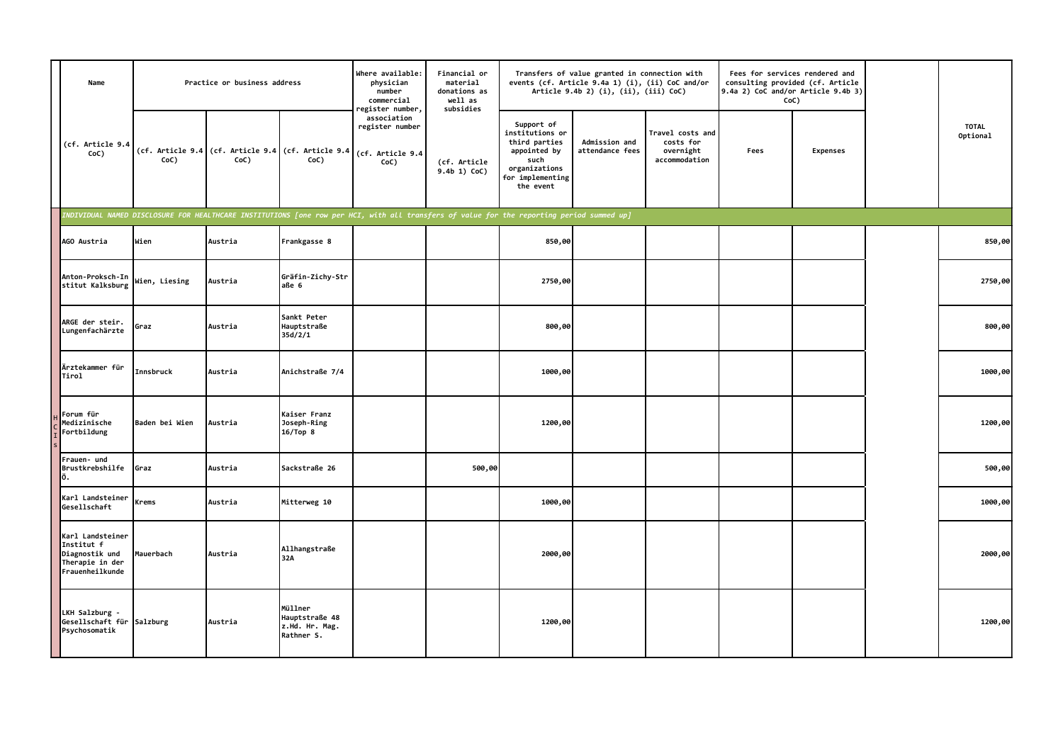| | Name | Practice or business address | | | Where available: physician number commercial register number, association register number | Financial or material donations as well as subsidies | Transfers of value granted in connection with events (cf. Article 9.4a 1) (i), (ii) CoC and/or Article 9.4b 2) (i), (ii), (iii) CoC) | | | Fees for services rendered and consulting provided (cf. Article 9.4a 2) CoC and/or Article 9.4b 3) CoC) | | | TOTAL Optional |
|---|---|---|---|---|---|---|---|---|---|---|---|---|---|
| | (cf. Article 9.4 CoC) | (cf. Article 9.4 CoC) | (cf. Article 9.4 CoC) | (cf. Article 9.4 CoC) | (cf. Article 9.4 CoC) | (cf. Article 9.4b 1) CoC) | Support of institutions or third parties appointed by such organizations for implementing the event | Admission and attendance fees | Travel costs and costs for overnight accommodation | Fees | Expenses | | |
| *INDIVIDUAL NAMED DISCLOSURE FOR HEALTHCARE INSTITUTIONS [one row per HCI, with all transfers of value for the reporting period summed up]* | | | | | | | | | | | | | |
| HCIs | AGO Austria | Wien | Austria | Frankgasse 8 | | | 850,00 | | | | | | 850,00 |
| HCIs | Anton-Proksch-Institut Kalksburg | Wien, Liesing | Austria | Gräfin-Zichy-Straße 6 | | | 2750,00 | | | | | | 2750,00 |
| HCIs | ARGE der steir. Lungenfachärzte | Graz | Austria | Sankt Peter Hauptstraße 35d/2/1 | | | 800,00 | | | | | | 800,00 |
| HCIs | Ärztekammer für Tirol | Innsbruck | Austria | Anichstraße 7/4 | | | 1000,00 | | | | | | 1000,00 |
| HCIs | Forum für Medizinische Fortbildung | Baden bei Wien | Austria | Kaiser Franz Joseph-Ring 16/Top 8 | | | 1200,00 | | | | | | 1200,00 |
| HCIs | Frauen- und Brustkrebshilfe Ö. | Graz | Austria | Sackstraße 26 | | 500,00 | | | | | | | 500,00 |
| HCIs | Karl Landsteiner Gesellschaft | Krems | Austria | Mitterweg 10 | | | 1000,00 | | | | | | 1000,00 |
| HCIs | Karl Landsteiner Institut f Diagnostik und Therapie in der Frauenheilkunde | Mauerbach | Austria | Allhangstraße 32A | | | 2000,00 | | | | | | 2000,00 |
| HCIs | LKH Salzburg - Gesellschaft für Psychosomatik | Salzburg | Austria | Müllner Hauptstraße 48 z.Hd. Hr. Mag. Rathner S. | | | 1200,00 | | | | | | 1200,00 |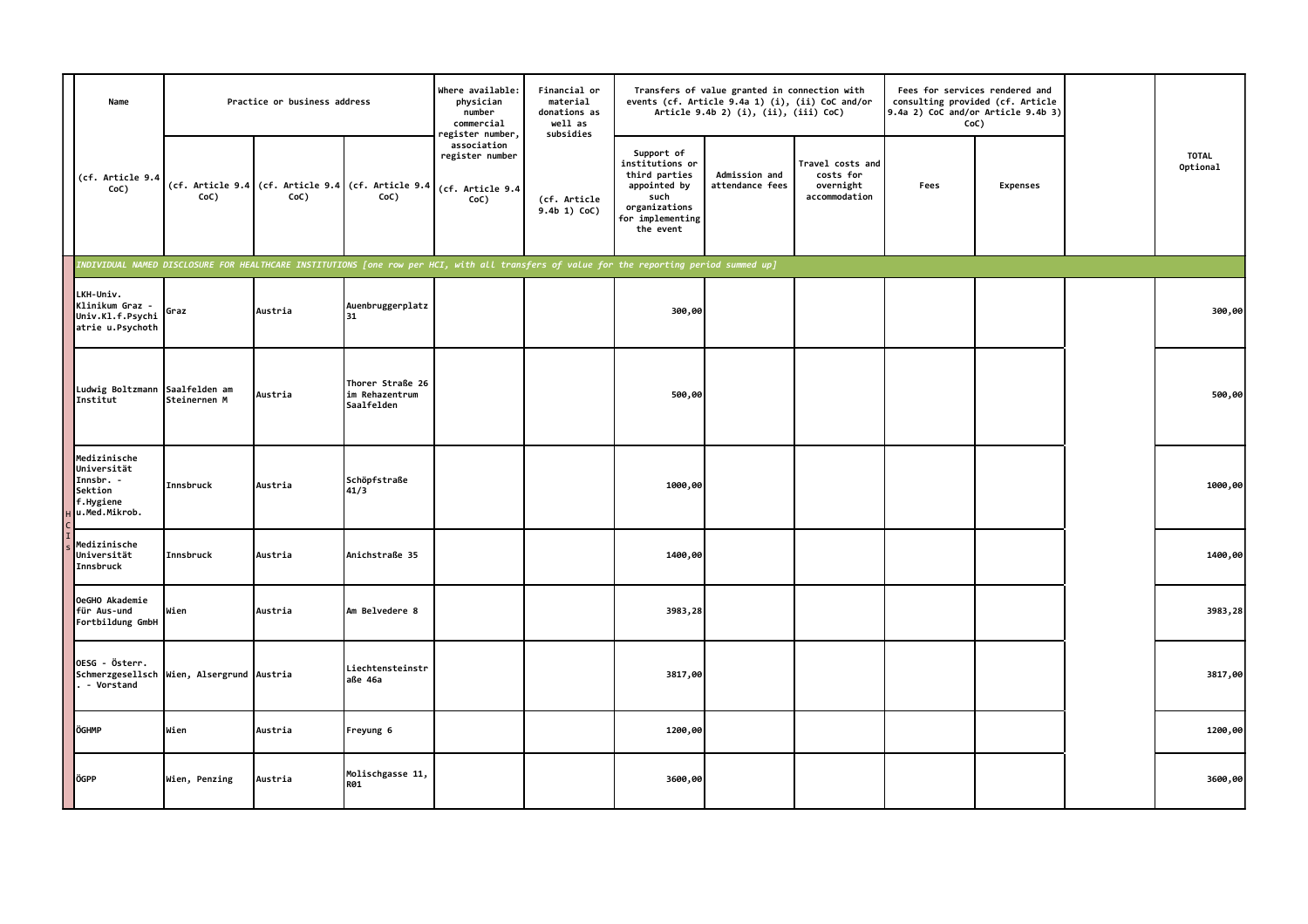| Name | Practice or business address | | | Where available: physician number commercial register number, association register number | Financial or material donations as well as subsidies | Transfers of value granted in connection with events (cf. Article 9.4a 1) (i), (ii) CoC and/or Article 9.4b 2) (i), (ii), (iii) CoC) | | | Fees for services rendered and consulting provided (cf. Article 9.4a 2) CoC and/or Article 9.4b 3) CoC) | | | TOTAL Optional |
|---|---|---|---|---|---|---|---|---|---|---|---|---|
| (cf. Article 9.4 CoC) | (cf. Article 9.4 CoC) | (cf. Article 9.4 CoC) | (cf. Article 9.4 CoC) | (cf. Article 9.4 CoC) | (cf. Article 9.4b 1) CoC) | Support of institutions or third parties appointed by such organizations for implementing the event | Admission and attendance fees | Travel costs and costs for overnight accommodation | Fees | Expenses | | |
| *INDIVIDUAL NAMED DISCLOSURE FOR HEALTHCARE INSTITUTIONS [one row per HCI, with all transfers of value for the reporting period summed up]* | | | | | | | | | | | | |
| LKH-Univ. Klinikum Graz - Univ.Kl.f.Psychiatrie u.Psychoth | Graz | Austria | Auenbruggerplatz 31 | | | 300,00 | | | | | | 300,00 |
| Ludwig Boltzmann Institut | Saalfelden am Steinernen M | Austria | Thorer Straße 26 im Rehazentrum Saalfelden | | | 500,00 | | | | | | 500,00 |
| Medizinische Universität Innsbr. - Sektion f.Hygiene u.Med.Mikrob. | Innsbruck | Austria | Schöpfstraße 41/3 | | | 1000,00 | | | | | | 1000,00 |
| Medizinische Universität Innsbruck | Innsbruck | Austria | Anichstraße 35 | | | 1400,00 | | | | | | 1400,00 |
| OeGHO Akademie für Aus-und Fortbildung GmbH | Wien | Austria | Am Belvedere 8 | | | 3983,28 | | | | | | 3983,28 |
| OESG - Österr. Schmerzgesellsch. - Vorstand | Wien, Alsergrund | Austria | Liechtensteinstraße 46a | | | 3817,00 | | | | | | 3817,00 |
| ÖGHMP | Wien | Austria | Freyung 6 | | | 1200,00 | | | | | | 1200,00 |
| ÖGPP | Wien, Penzing | Austria | Molischgasse 11, R01 | | | 3600,00 | | | | | | 3600,00 |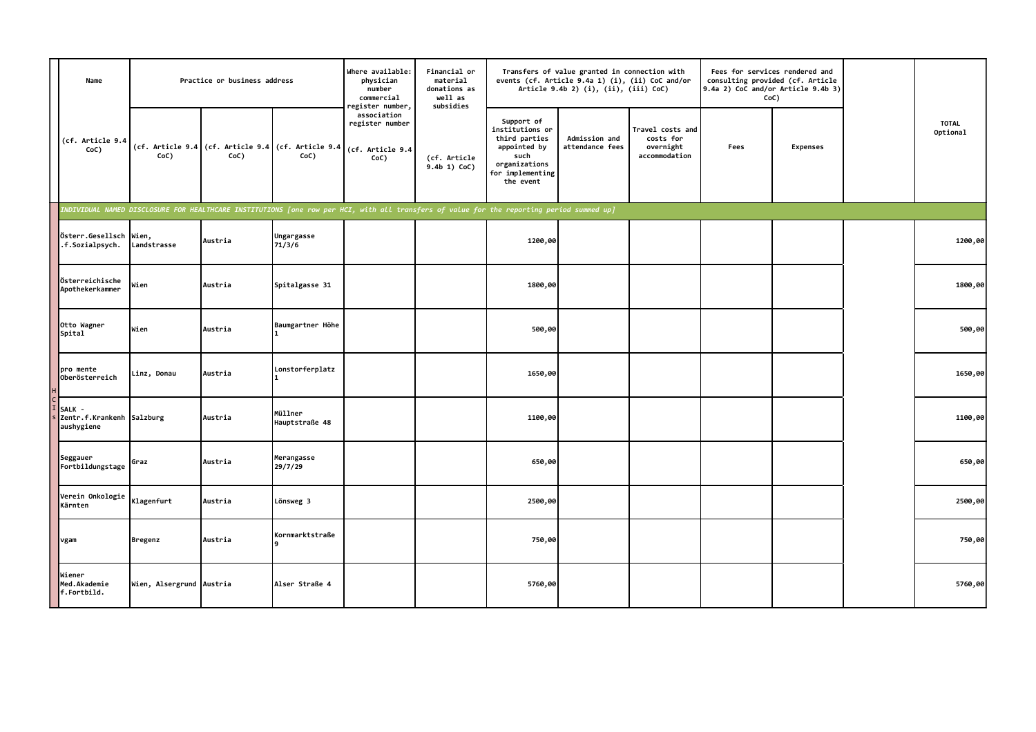| | Name | Practice or business address | | | Where available: physician number commercial register number, association register number | Financial or material donations as well as subsidies | Transfers of value granted in connection with events (cf. Article 9.4a 1) (i), (ii) CoC and/or Article 9.4b 2) (i), (ii), (iii) CoC) | | | Fees for services rendered and consulting provided (cf. Article 9.4a 2) CoC and/or Article 9.4b 3) CoC) | | | TOTAL Optional |
|---|---|---|---|---|---|---|---|---|---|---|---|---|---|
| | (cf. Article 9.4 CoC) | (cf. Article 9.4 CoC) | (cf. Article 9.4 CoC) | (cf. Article 9.4 CoC) | (cf. Article 9.4 CoC) | (cf. Article 9.4b 1) CoC) | Support of institutions or third parties appointed by such organizations for implementing the event | Admission and attendance fees | Travel costs and costs for overnight accommodation | Fees | Expenses | | |
| | *INDIVIDUAL NAMED DISCLOSURE FOR HEALTHCARE INSTITUTIONS [one row per HCI, with all transfers of value for the reporting period summed up]* | | | | | | | | | | | | |
| HCIs | Österr.Gesellsch .f.Sozialpsych. | Wien, Landstrasse | Austria | Ungargasse 71/3/6 | | | 1200,00 | | | | | | 1200,00 |
| | Österreichische Apothekerkammer | Wien | Austria | Spitalgasse 31 | | | 1800,00 | | | | | | 1800,00 |
| | Otto Wagner Spital | Wien | Austria | Baumgartner Höhe 1 | | | 500,00 | | | | | | 500,00 |
| | pro mente Oberösterreich | Linz, Donau | Austria | Lonstorferplatz 1 | | | 1650,00 | | | | | | 1650,00 |
| | SALK - Zentr.f.Krankenhaushygiene | Salzburg | Austria | Müllner Hauptstraße 48 | | | 1100,00 | | | | | | 1100,00 |
| | Seggauer Fortbildungstage | Graz | Austria | Merangasse 29/7/29 | | | 650,00 | | | | | | 650,00 |
| | Verein Onkologie Kärnten | Klagenfurt | Austria | Lönsweg 3 | | | 2500,00 | | | | | | 2500,00 |
| | vgam | Bregenz | Austria | Kornmarktstraße 9 | | | 750,00 | | | | | | 750,00 |
| | Wiener Med.Akademie f.Fortbild. | Wien, Alsergrund | Austria | Alser Straße 4 | | | 5760,00 | | | | | | 5760,00 |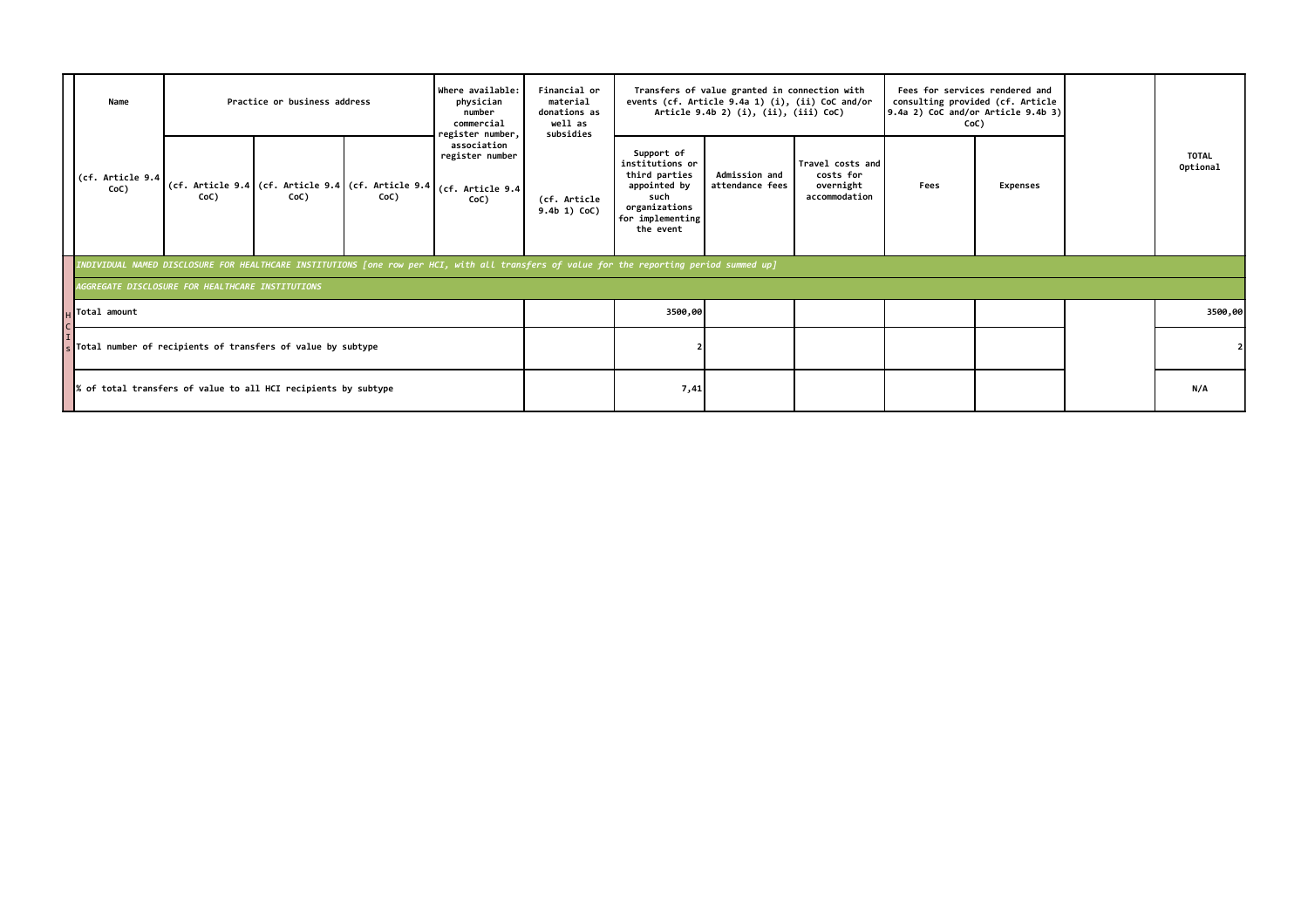| | Name | Practice or business address | | | Where available: physician number commercial register number, association register number | Financial or material donations as well as subsidies | Transfers of value granted in connection with events (cf. Article 9.4a 1) (i), (ii) CoC and/or Article 9.4b 2) (i), (ii), (iii) CoC) | | | Fees for services rendered and consulting provided (cf. Article 9.4a 2) CoC and/or Article 9.4b 3) CoC) | | | TOTAL Optional |
|---|---|---|---|---|---|---|---|---|---|---|---|---|---|
| | (cf. Article 9.4 CoC) | (cf. Article 9.4 CoC) | (cf. Article 9.4 CoC) | (cf. Article 9.4 CoC) | (cf. Article 9.4 CoC) | (cf. Article 9.4b 1) CoC) | Support of institutions or third parties appointed by such organizations for implementing the event | Admission and attendance fees | Travel costs and costs for overnight accommodation | Fees | Expenses | | |
| | *INDIVIDUAL NAMED DISCLOSURE FOR HEALTHCARE INSTITUTIONS [one row per HCI, with all transfers of value for the reporting period summed up]* | | | | | | | | | | | | |
| | *AGGREGATE DISCLOSURE FOR HEALTHCARE INSTITUTIONS* | | | | | | | | | | | | |
| HCIs | Total amount | | | | | | 3500,00 | | | | | | 3500,00 |
| | Total number of recipients of transfers of value by subtype | | | | | | 2 | | | | | | 2 |
| | % of total transfers of value to all HCI recipients by subtype | | | | | | 7,41 | | | | | | N/A |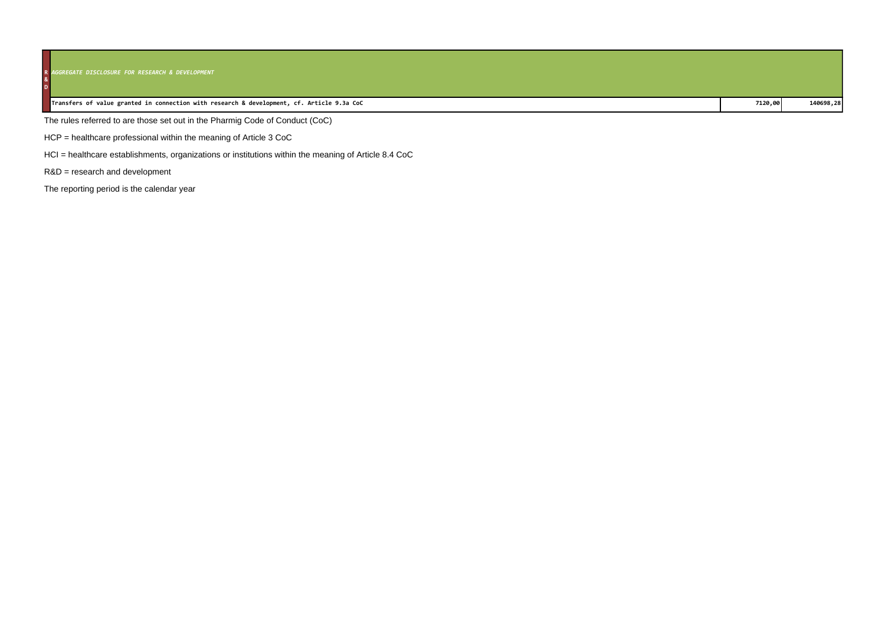| | | | |
|---|---|---|---|
| R & D | *AGGREGATE DISCLOSURE FOR RESEARCH & DEVELOPMENT* | | |
| | **Transfers of value granted in connection with research & development, cf. Article 9.3a CoC** | **7120,00** | **140698,28** |

The rules referred to are those set out in the Pharmig Code of Conduct (CoC)

HCP = healthcare professional within the meaning of Article 3 CoC

HCI = healthcare establishments, organizations or institutions within the meaning of Article 8.4 CoC

R&D = research and development

The reporting period is the calendar year